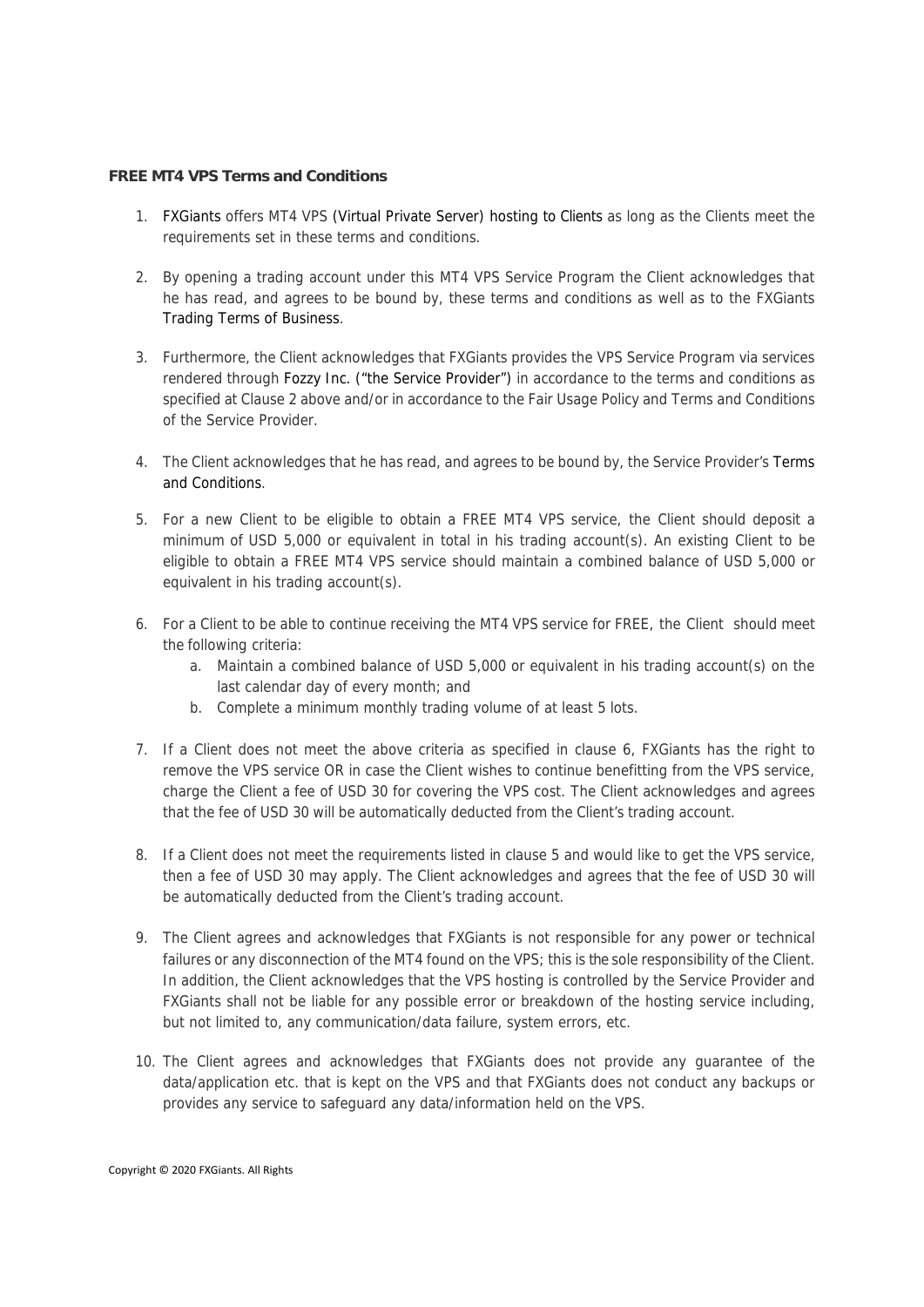**FREE MT4 VPS Terms and Conditions**

1. FXGiants offers MT4 VPS (Virtual Private Server) hosting to Clients as long as the Clients meet the requirements set in these terms and conditions.

2. By opening a trading account under this MT4 VPS Service Program the Client acknowledges that he has read, and agrees to be bound by, these terms and conditions as well as to the FXGiants Trading Terms of Business.

3. Furthermore, the Client acknowledges that FXGiants provides the VPS Service Program via services rendered through Fozzy Inc. ("the Service Provider") in accordance to the terms and conditions as specified at Clause 2 above and/or in accordance to the Fair Usage Policy and Terms and Conditions of the Service Provider.

4. The Client acknowledges that he has read, and agrees to be bound by, the Service Provider's Terms and Conditions.

5. For a new Client to be eligible to obtain a FREE MT4 VPS service, the Client should deposit a minimum of USD 5,000 or equivalent in total in his trading account(s). An existing Client to be eligible to obtain a FREE MT4 VPS service should maintain a combined balance of USD 5,000 or equivalent in his trading account(s).

6. For a Client to be able to continue receiving the MT4 VPS service for FREE, the Client should meet the following criteria:
   a. Maintain a combined balance of USD 5,000 or equivalent in his trading account(s) on the last calendar day of every month; and
   b. Complete a minimum monthly trading volume of at least 5 lots.

7. If a Client does not meet the above criteria as specified in clause 6, FXGiants has the right to remove the VPS service OR in case the Client wishes to continue benefitting from the VPS service, charge the Client a fee of USD 30 for covering the VPS cost. The Client acknowledges and agrees that the fee of USD 30 will be automatically deducted from the Client's trading account.

8. If a Client does not meet the requirements listed in clause 5 and would like to get the VPS service, then a fee of USD 30 may apply. The Client acknowledges and agrees that the fee of USD 30 will be automatically deducted from the Client's trading account.

9. The Client agrees and acknowledges that FXGiants is not responsible for any power or technical failures or any disconnection of the MT4 found on the VPS; this is the sole responsibility of the Client. In addition, the Client acknowledges that the VPS hosting is controlled by the Service Provider and FXGiants shall not be liable for any possible error or breakdown of the hosting service including, but not limited to, any communication/data failure, system errors, etc.

10. The Client agrees and acknowledges that FXGiants does not provide any guarantee of the data/application etc. that is kept on the VPS and that FXGiants does not conduct any backups or provides any service to safeguard any data/information held on the VPS.

Copyright © 2020 FXGiants. All Rights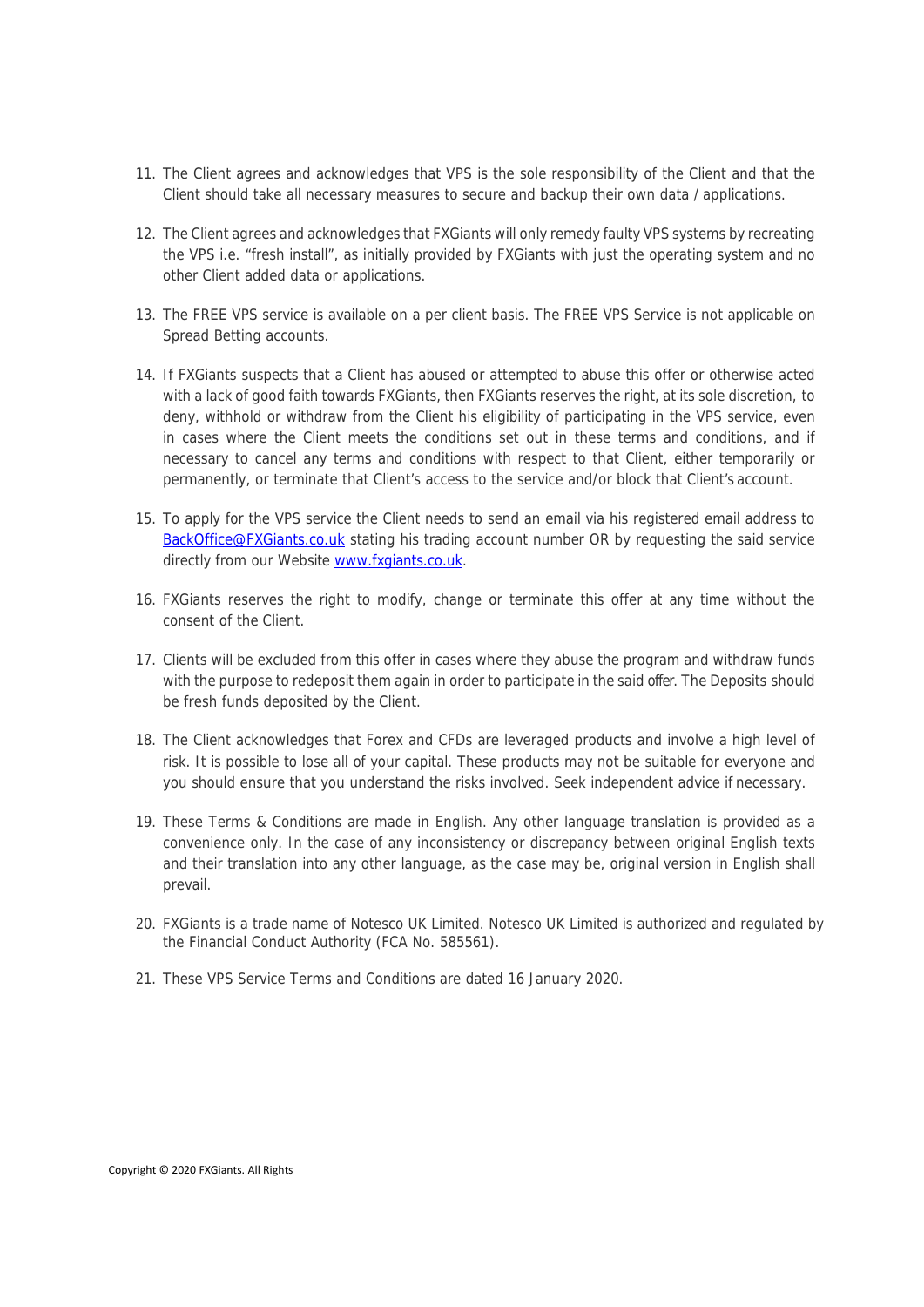11. The Client agrees and acknowledges that VPS is the sole responsibility of the Client and that the Client should take all necessary measures to secure and backup their own data / applications.

12. The Client agrees and acknowledges that FXGiants will only remedy faulty VPS systems by recreating the VPS i.e. "fresh install", as initially provided by FXGiants with just the operating system and no other Client added data or applications.

13. The FREE VPS service is available on a per client basis. The FREE VPS Service is not applicable on Spread Betting accounts.

14. If FXGiants suspects that a Client has abused or attempted to abuse this offer or otherwise acted with a lack of good faith towards FXGiants, then FXGiants reserves the right, at its sole discretion, to deny, withhold or withdraw from the Client his eligibility of participating in the VPS service, even in cases where the Client meets the conditions set out in these terms and conditions, and if necessary to cancel any terms and conditions with respect to that Client, either temporarily or permanently, or terminate that Client's access to the service and/or block that Client's account.

15. To apply for the VPS service the Client needs to send an email via his registered email address to [BackOffice@FXGiants.co.uk](mailto:BackOffice@FXGiants.co.uk) stating his trading account number OR by requesting the said service directly from our Website [www.fxgiants.co.uk](http://www.fxgiants.co.uk).

16. FXGiants reserves the right to modify, change or terminate this offer at any time without the consent of the Client.

17. Clients will be excluded from this offer in cases where they abuse the program and withdraw funds with the purpose to redeposit them again in order to participate in the said offer. The Deposits should be fresh funds deposited by the Client.

18. The Client acknowledges that Forex and CFDs are leveraged products and involve a high level of risk. It is possible to lose all of your capital. These products may not be suitable for everyone and you should ensure that you understand the risks involved. Seek independent advice if necessary.

19. These Terms & Conditions are made in English. Any other language translation is provided as a convenience only. In the case of any inconsistency or discrepancy between original English texts and their translation into any other language, as the case may be, original version in English shall prevail.

20. FXGiants is a trade name of Notesco UK Limited. Notesco UK Limited is authorized and regulated by the Financial Conduct Authority (FCA No. 585561).

21. These VPS Service Terms and Conditions are dated 16 January 2020.

Copyright © 2020 FXGiants. All Rights